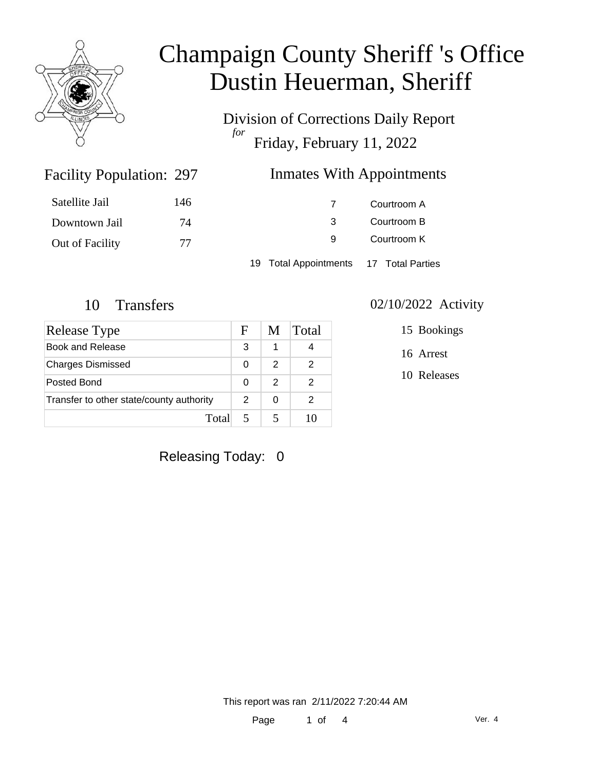# Champaign County Sheriff 's Office
# Dustin Heuerman, Sheriff

## Division of Corrections Daily Report

*for*

Friday, February 11, 2022

### Facility Population: 297

| | |
|---|---|
| Satellite Jail | 146 |
| Downtown Jail | 74 |
| Out of Facility | 77 |

### Inmates With Appointments

| | |
|---|---|
| 7 | Courtroom A |
| 3 | Courtroom B |
| 9 | Courtroom K |

19 Total Appointments 17 Total Parties

### 10 Transfers

| Release Type | F | M | Total |
|---|---|---|---|
| Book and Release | 3 | 1 | 4 |
| Charges Dismissed | 0 | 2 | 2 |
| Posted Bond | 0 | 2 | 2 |
| Transfer to other state/county authority | 2 | 0 | 2 |
| Total | 5 | 5 | 10 |

### 02/10/2022 Activity

15 Bookings

16 Arrest

10 Releases

Releasing Today: 0

This report was ran 2/11/2022 7:20:44 AM

Ver. 4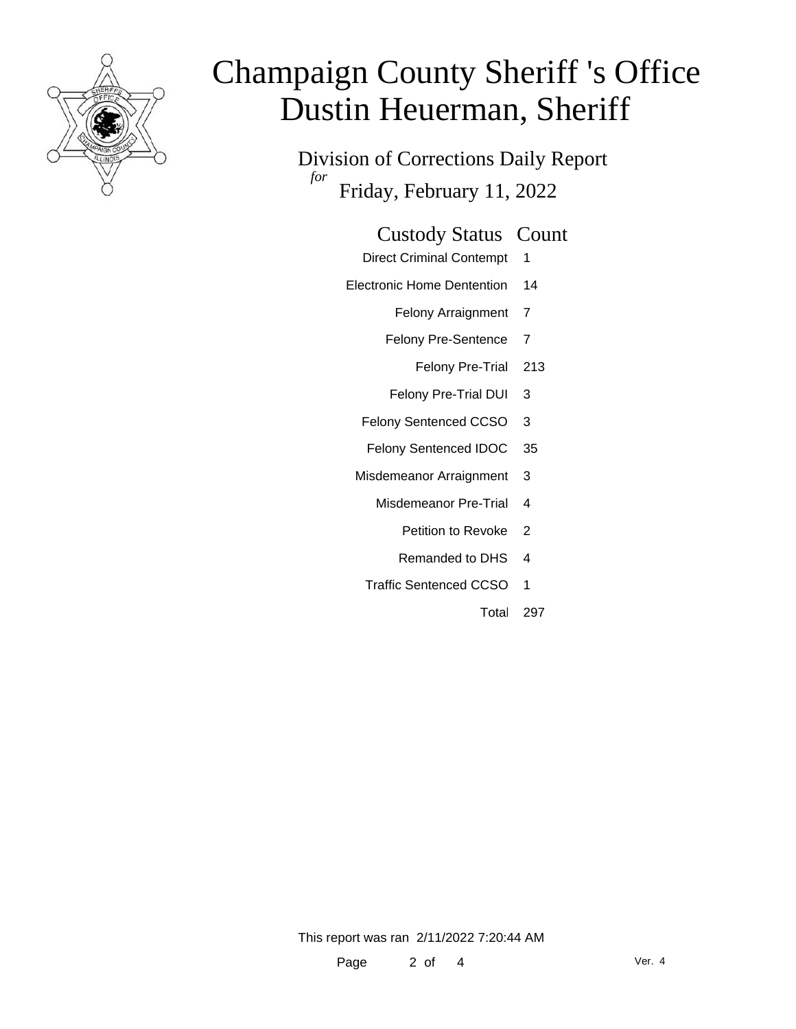# Champaign County Sheriff 's Office
# Dustin Heuerman, Sheriff

## Division of Corrections Daily Report

*for* Friday, February 11, 2022

| Custody Status | Count |
|---|---|
| Direct Criminal Contempt | 1 |
| Electronic Home Dentention | 14 |
| Felony Arraignment | 7 |
| Felony Pre-Sentence | 7 |
| Felony Pre-Trial | 213 |
| Felony Pre-Trial DUI | 3 |
| Felony Sentenced CCSO | 3 |
| Felony Sentenced IDOC | 35 |
| Misdemeanor Arraignment | 3 |
| Misdemeanor Pre-Trial | 4 |
| Petition to Revoke | 2 |
| Remanded to DHS | 4 |
| Traffic Sentenced CCSO | 1 |
| Total | 297 |

This report was ran 2/11/2022 7:20:44 AM

Ver. 4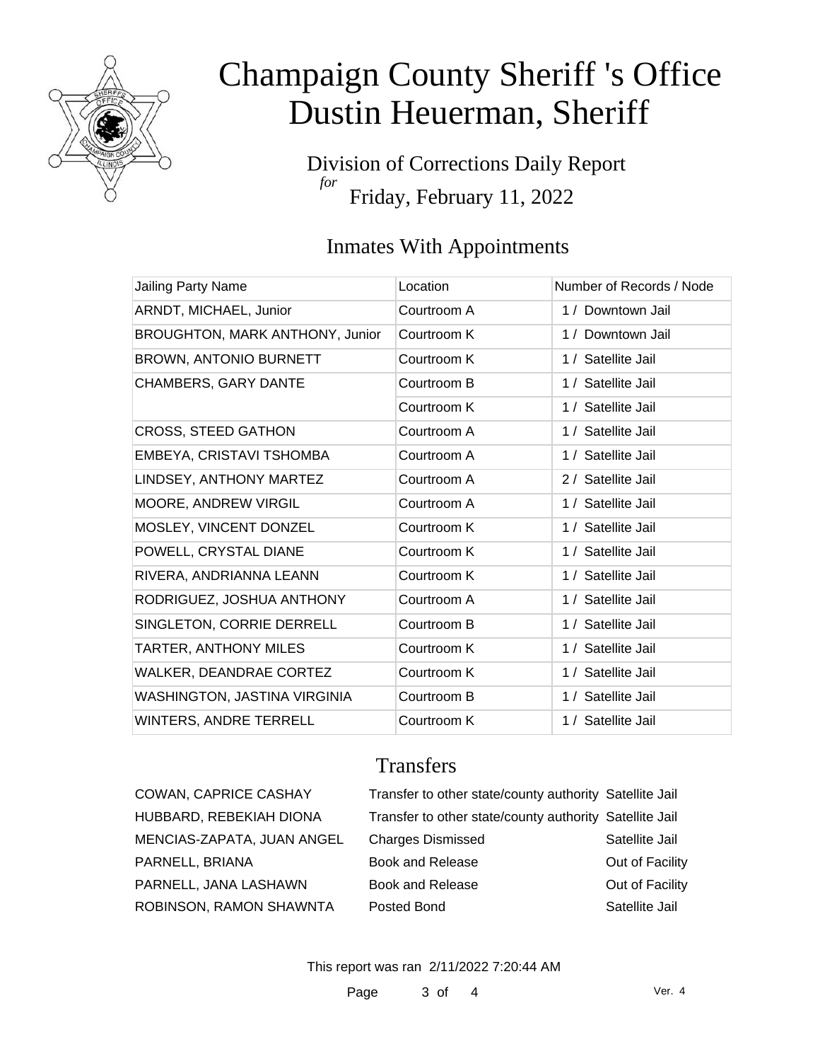# Champaign County Sheriff 's Office
# Dustin Heuerman, Sheriff

Division of Corrections Daily Report
*for*
Friday, February 11, 2022

## Inmates With Appointments

| Jailing Party Name | Location | Number of Records / Node |
|---|---|---|
| ARNDT, MICHAEL, Junior | Courtroom A | 1 / Downtown Jail |
| BROUGHTON, MARK ANTHONY, Junior | Courtroom K | 1 / Downtown Jail |
| BROWN, ANTONIO BURNETT | Courtroom K | 1 / Satellite Jail |
| CHAMBERS, GARY DANTE | Courtroom B | 1 / Satellite Jail |
| | Courtroom K | 1 / Satellite Jail |
| CROSS, STEED GATHON | Courtroom A | 1 / Satellite Jail |
| EMBEYA, CRISTAVI TSHOMBA | Courtroom A | 1 / Satellite Jail |
| LINDSEY, ANTHONY MARTEZ | Courtroom A | 2 / Satellite Jail |
| MOORE, ANDREW VIRGIL | Courtroom A | 1 / Satellite Jail |
| MOSLEY, VINCENT DONZEL | Courtroom K | 1 / Satellite Jail |
| POWELL, CRYSTAL DIANE | Courtroom K | 1 / Satellite Jail |
| RIVERA, ANDRIANNA LEANN | Courtroom K | 1 / Satellite Jail |
| RODRIGUEZ, JOSHUA ANTHONY | Courtroom A | 1 / Satellite Jail |
| SINGLETON, CORRIE DERRELL | Courtroom B | 1 / Satellite Jail |
| TARTER, ANTHONY MILES | Courtroom K | 1 / Satellite Jail |
| WALKER, DEANDRAE CORTEZ | Courtroom K | 1 / Satellite Jail |
| WASHINGTON, JASTINA VIRGINIA | Courtroom B | 1 / Satellite Jail |
| WINTERS, ANDRE TERRELL | Courtroom K | 1 / Satellite Jail |

## Transfers

| | | |
|---|---|---|
| COWAN, CAPRICE CASHAY | Transfer to other state/county authority | Satellite Jail |
| HUBBARD, REBEKIAH DIONA | Transfer to other state/county authority | Satellite Jail |
| MENCIAS-ZAPATA, JUAN ANGEL | Charges Dismissed | Satellite Jail |
| PARNELL, BRIANA | Book and Release | Out of Facility |
| PARNELL, JANA LASHAWN | Book and Release | Out of Facility |
| ROBINSON, RAMON SHAWNTA | Posted Bond | Satellite Jail |

This report was ran 2/11/2022 7:20:44 AM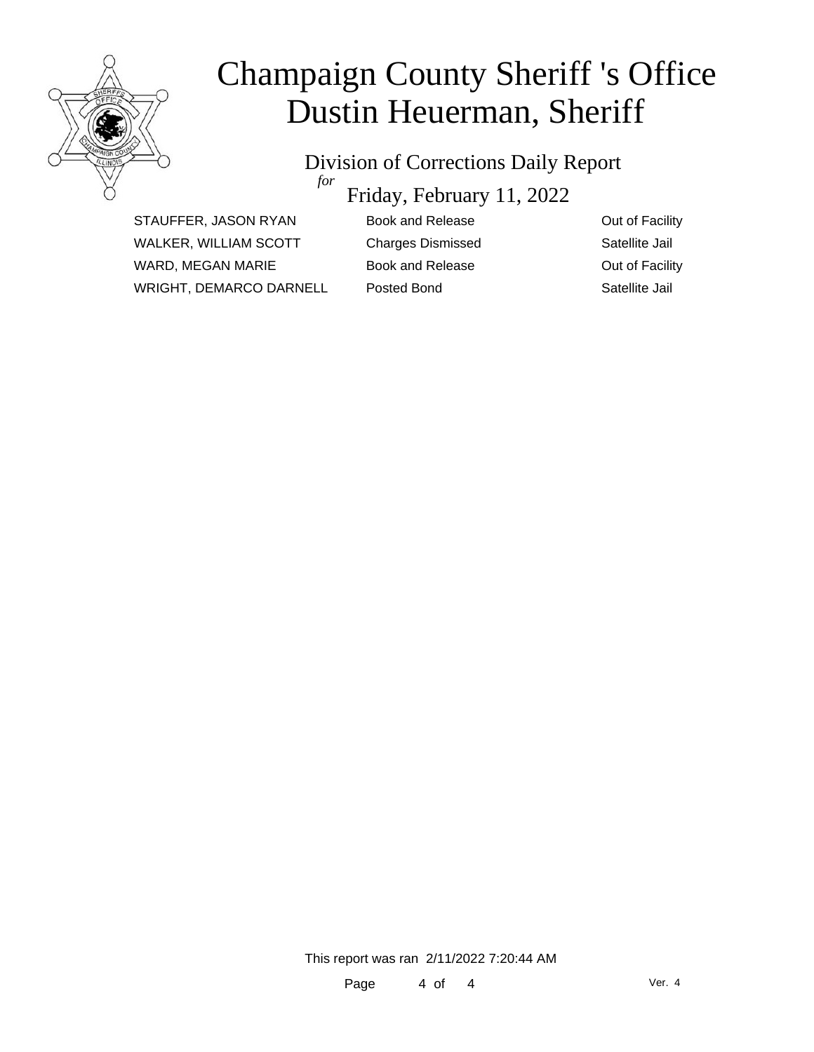# Champaign County Sheriff 's Office
# Dustin Heuerman, Sheriff

Division of Corrections Daily Report

*for* Friday, February 11, 2022

| | | |
|---|---|---|
| STAUFFER, JASON RYAN | Book and Release | Out of Facility |
| WALKER, WILLIAM SCOTT | Charges Dismissed | Satellite Jail |
| WARD, MEGAN MARIE | Book and Release | Out of Facility |
| WRIGHT, DEMARCO DARNELL | Posted Bond | Satellite Jail |

This report was ran 2/11/2022 7:20:44 AM

Ver. 4